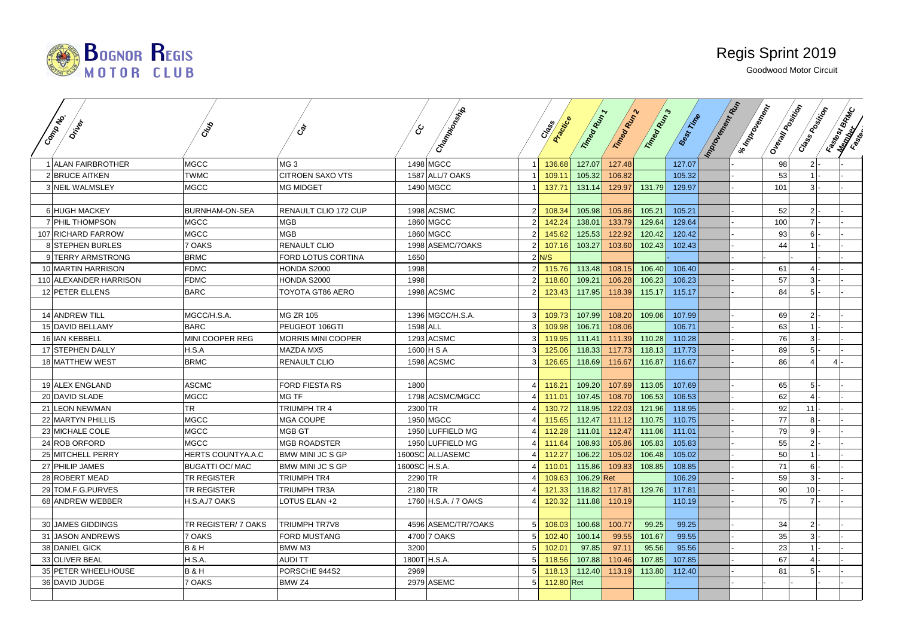# Regis Sprint 2019

Goodwood Motor Circuit

| Comp No. | Driver | Club | Car | cc | Championship | Class | Practice | Timed Run 1 | Timed Run 2 | Timed Run 3 | Best Time | Improvement Run | % Improvement | Overall Position | Class Position | Fastest BRMC Member | Fastest |
|---|---|---|---|---|---|---|---|---|---|---|---|---|---|---|---|---|---|
| 1 | ALAN FAIRBROTHER | MGCC | MG 3 | 1498 | MGCC | 1 | 136.68 | 127.07 | 127.48 | | 127.07 | | - | 98 | 2 | - | - |
| 2 | BRUCE AITKEN | TWMC | CITROEN SAXO VTS | 1587 | ALL/7 OAKS | 1 | 109.11 | 105.32 | 106.82 | | 105.32 | | - | 53 | 1 | - | - |
| 3 | NEIL WALMSLEY | MGCC | MG MIDGET | 1490 | MGCC | 1 | 137.71 | 131.14 | 129.97 | 131.79 | 129.97 | | - | 101 | 3 | - | - |
| | | | | | | | | | | | | | | | | | |
| 6 | HUGH MACKEY | BURNHAM-ON-SEA | RENAULT CLIO 172 CUP | 1998 | ACSMC | 2 | 108.34 | 105.98 | 105.86 | 105.21 | 105.21 | | - | 52 | 2 | - | - |
| 7 | PHIL THOMPSON | MGCC | MGB | 1860 | MGCC | 2 | 142.24 | 138.01 | 133.79 | 129.64 | 129.64 | | - | 100 | 7 | - | - |
| 107 | RICHARD FARROW | MGCC | MGB | 1860 | MGCC | 2 | 145.62 | 125.53 | 122.92 | 120.42 | 120.42 | | - | 93 | 6 | - | - |
| 8 | STEPHEN BURLES | 7 OAKS | RENAULT CLIO | 1998 | ASEMC/7OAKS | 2 | 107.16 | 103.27 | 103.60 | 102.43 | 102.43 | | - | 44 | 1 | - | - |
| 9 | TERRY ARMSTRONG | BRMC | FORD LOTUS CORTINA | 1650 | | 2 | N/S | | | | - | | - | - | | - | - |
| 10 | MARTIN HARRISON | FDMC | HONDA S2000 | 1998 | | 2 | 115.76 | 113.48 | 108.15 | 106.40 | 106.40 | | - | 61 | 4 | - | - |
| 110 | ALEXANDER HARRISON | FDMC | HONDA S2000 | 1998 | | 2 | 118.60 | 109.21 | 106.28 | 106.23 | 106.23 | | - | 57 | 3 | - | - |
| 12 | PETER ELLENS | BARC | TOYOTA GT86 AERO | 1998 | ACSMC | 2 | 123.43 | 117.95 | 118.39 | 115.17 | 115.17 | | - | 84 | 5 | - | - |
| | | | | | | | | | | | | | | | | | |
| 14 | ANDREW TILL | MGCC/H.S.A. | MG ZR 105 | 1396 | MGCC/H.S.A. | 3 | 109.73 | 107.99 | 108.20 | 109.06 | 107.99 | | - | 69 | 2 | - | - |
| 15 | DAVID BELLAMY | BARC | PEUGEOT 106GTI | 1598 | ALL | 3 | 109.98 | 106.71 | 108.06 | | 106.71 | | - | 63 | 1 | - | - |
| 16 | IAN KEBBELL | MINI COOPER REG | MORRIS MINI COOPER | 1293 | ACSMC | 3 | 119.95 | 111.41 | 111.39 | 110.28 | 110.28 | | - | 76 | 3 | - | - |
| 17 | STEPHEN DALLY | H.S.A | MAZDA MX5 | 1600 | H S A | 3 | 125.06 | 118.33 | 117.73 | 118.13 | 117.73 | | - | 89 | 5 | - | - |
| 18 | MATTHEW WEST | BRMC | RENAULT CLIO | 1598 | ACSMC | 3 | 126.65 | 118.69 | 116.67 | 116.87 | 116.67 | | - | 86 | 4 | 4 | - |
| | | | | | | | | | | | | | | | | | |
| 19 | ALEX ENGLAND | ASCMC | FORD FIESTA RS | 1800 | | 4 | 116.21 | 109.20 | 107.69 | 113.05 | 107.69 | | - | 65 | 5 | - | - |
| 20 | DAVID SLADE | MGCC | MG TF | 1798 | ACSMC/MGCC | 4 | 111.01 | 107.45 | 108.70 | 106.53 | 106.53 | | - | 62 | 4 | - | - |
| 21 | LEON NEWMAN | TR | TRIUMPH TR 4 | 2300 | TR | 4 | 130.72 | 118.95 | 122.03 | 121.96 | 118.95 | | - | 92 | 11 | - | - |
| 22 | MARTYN PHILLIS | MGCC | MGA COUPE | 1950 | MGCC | 4 | 115.65 | 112.47 | 111.12 | 110.75 | 110.75 | | - | 77 | 8 | - | - |
| 23 | MICHALE COLE | MGCC | MGB GT | 1950 | LUFFIELD MG | 4 | 112.28 | 111.01 | 112.47 | 111.06 | 111.01 | | - | 79 | 9 | - | - |
| 24 | ROB ORFORD | MGCC | MGB ROADSTER | 1950 | LUFFIELD MG | 4 | 111.64 | 108.93 | 105.86 | 105.83 | 105.83 | | - | 55 | 2 | - | - |
| 25 | MITCHELL PERRY | HERTS COUNTYA.A.C | BMW MINI JC S GP | 1600SC | ALL/ASEMC | 4 | 112.27 | 106.22 | 105.02 | 106.48 | 105.02 | | - | 50 | 1 | - | - |
| 27 | PHILIP JAMES | BUGATTI OC/ MAC | BMW MINI JC S GP | 1600SC | H.S.A. | 4 | 110.01 | 115.86 | 109.83 | 108.85 | 108.85 | | - | 71 | 6 | - | - |
| 28 | ROBERT MEAD | TR REGISTER | TRIUMPH TR4 | 2290 | TR | 4 | 109.63 | 106.29 | Ret | | 106.29 | | - | 59 | 3 | - | - |
| 29 | TOM.F.G.PURVES | TR REGISTER | TRIUMPH TR3A | 2180 | TR | 4 | 121.33 | 118.82 | 117.81 | 129.76 | 117.81 | | - | 90 | 10 | - | - |
| 68 | ANDREW WEBBER | H.S.A./7 OAKS | LOTUS ELAN +2 | 1760 | H.S.A. / 7 OAKS | 4 | 120.32 | 111.88 | 110.19 | | 110.19 | | - | 75 | 7 | - | - |
| | | | | | | | | | | | | | | | | | |
| 30 | JAMES GIDDINGS | TR REGISTER/ 7 OAKS | TRIUMPH TR7V8 | 4596 | ASEMC/TR/7OAKS | 5 | 106.03 | 100.68 | 100.77 | 99.25 | 99.25 | | - | 34 | 2 | - | - |
| 31 | JASON ANDREWS | 7 OAKS | FORD MUSTANG | 4700 | 7 OAKS | 5 | 102.40 | 100.14 | 99.55 | 101.67 | 99.55 | | - | 35 | 3 | - | - |
| 38 | DANIEL GICK | B & H | BMW M3 | 3200 | | 5 | 102.01 | 97.85 | 97.11 | 95.56 | 95.56 | | - | 23 | 1 | - | - |
| 33 | OLIVER BEAL | H.S.A. | AUDI TT | 1800T | H.S.A. | 5 | 118.56 | 107.88 | 110.46 | 107.85 | 107.85 | | - | 67 | 4 | - | - |
| 35 | PETER WHEELHOUSE | B & H | PORSCHE 944S2 | 2969 | | 5 | 118.13 | 112.40 | 113.19 | 113.80 | 112.40 | | - | 81 | 5 | - | - |
| 36 | DAVID JUDGE | 7 OAKS | BMW Z4 | 2979 | ASEMC | 5 | 112.80 | Ret | | | - | | - | - | | - | - |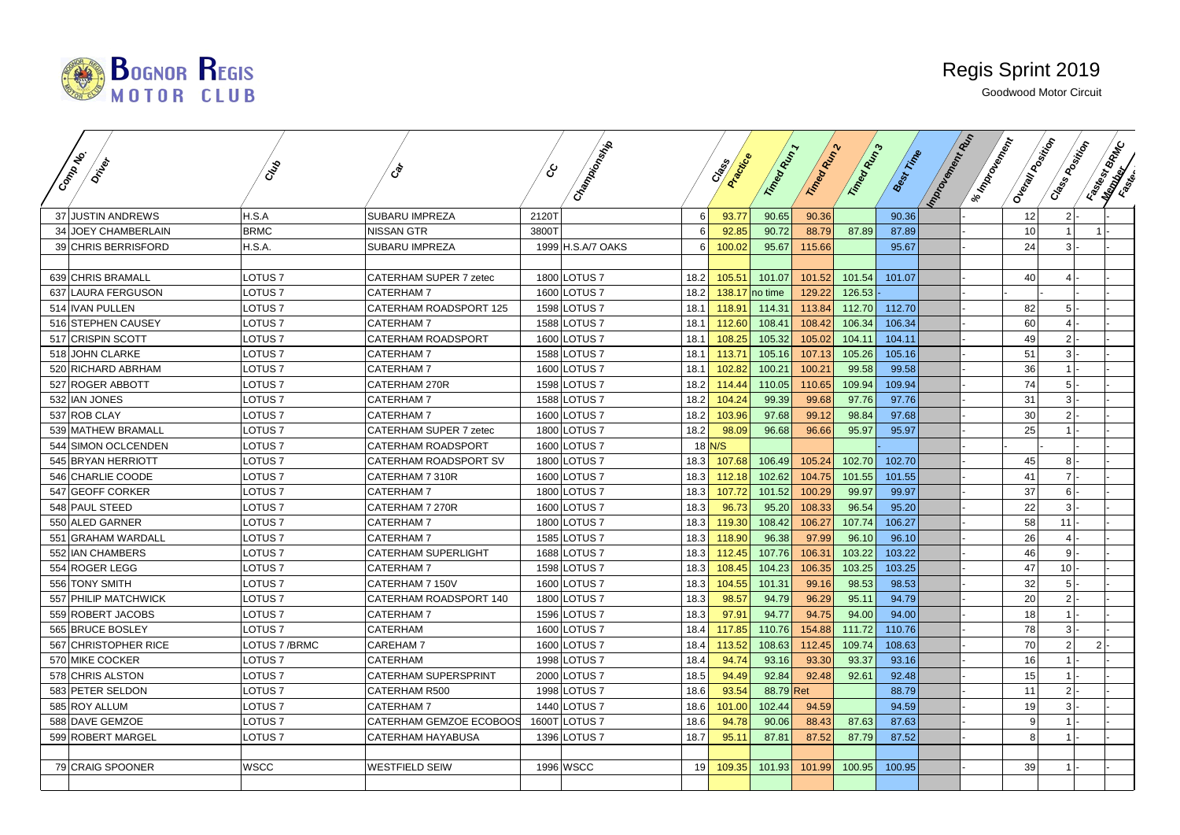# Regis Sprint 2019

Goodwood Motor Circuit

| Comp No. | Driver | Club | Car | CC | Championship | Class | Practice | Timed Run 1 | Timed Run 2 | Timed Run 3 | Best Time | Improvement Run | % Improvement | Overall Position | Class Position | Fastest BRMC Member | Fastest |
|---|---|---|---|---|---|---|---|---|---|---|---|---|---|---|---|---|---|
| 37 | JUSTIN ANDREWS | H.S.A | SUBARU IMPREZA | 2120T | | 6 | 93.77 | 90.65 | 90.36 | | 90.36 | | - | 12 | 2 | - | |
| 34 | JOEY CHAMBERLAIN | BRMC | NISSAN GTR | 3800T | | 6 | 92.85 | 90.72 | 88.79 | 87.89 | 87.89 | | - | 10 | 1 | 1 | - |
| 39 | CHRIS BERRISFORD | H.S.A. | SUBARU IMPREZA | 1999 | H.S.A/7 OAKS | 6 | 100.02 | 95.67 | 115.66 | | 95.67 | | - | 24 | 3 | - | |
| | | | | | | | | | | | | | | | | | |
| 639 | CHRIS BRAMALL | LOTUS 7 | CATERHAM SUPER 7 zetec | 1800 | LOTUS 7 | 18.2 | 105.51 | 101.07 | 101.52 | 101.54 | 101.07 | | - | 40 | 4 | - | - |
| 637 | LAURA FERGUSON | LOTUS 7 | CATERHAM 7 | 1600 | LOTUS 7 | 18.2 | 138.17 | no time | 129.22 | 126.53 | - | | - | - | | - | - |
| 514 | IVAN PULLEN | LOTUS 7 | CATERHAM ROADSPORT 125 | 1598 | LOTUS 7 | 18.1 | 118.91 | 114.31 | 113.84 | 112.70 | 112.70 | | - | 82 | 5 | - | - |
| 516 | STEPHEN CAUSEY | LOTUS 7 | CATERHAM 7 | 1588 | LOTUS 7 | 18.1 | 112.60 | 108.41 | 108.42 | 106.34 | 106.34 | | - | 60 | 4 | - | - |
| 517 | CRISPIN SCOTT | LOTUS 7 | CATERHAM ROADSPORT | 1600 | LOTUS 7 | 18.1 | 108.25 | 105.32 | 105.02 | 104.11 | 104.11 | | - | 49 | 2 | - | - |
| 518 | JOHN CLARKE | LOTUS 7 | CATERHAM 7 | 1588 | LOTUS 7 | 18.1 | 113.71 | 105.16 | 107.13 | 105.26 | 105.16 | | - | 51 | 3 | - | - |
| 520 | RICHARD ABRHAM | LOTUS 7 | CATERHAM 7 | 1600 | LOTUS 7 | 18.1 | 102.82 | 100.21 | 100.21 | 99.58 | 99.58 | | - | 36 | 1 | - | - |
| 527 | ROGER ABBOTT | LOTUS 7 | CATERHAM 270R | 1598 | LOTUS 7 | 18.2 | 114.44 | 110.05 | 110.65 | 109.94 | 109.94 | | - | 74 | 5 | - | - |
| 532 | IAN JONES | LOTUS 7 | CATERHAM 7 | 1588 | LOTUS 7 | 18.2 | 104.24 | 99.39 | 99.68 | 97.76 | 97.76 | | - | 31 | 3 | - | - |
| 537 | ROB CLAY | LOTUS 7 | CATERHAM 7 | 1600 | LOTUS 7 | 18.2 | 103.96 | 97.68 | 99.12 | 98.84 | 97.68 | | - | 30 | 2 | - | - |
| 539 | MATHEW BRAMALL | LOTUS 7 | CATERHAM SUPER 7 zetec | 1800 | LOTUS 7 | 18.2 | 98.09 | 96.68 | 96.66 | 95.97 | 95.97 | | - | 25 | 1 | - | - |
| 544 | SIMON OCLCENDEN | LOTUS 7 | CATERHAM ROADSPORT | 1600 | LOTUS 7 | 18 | N/S | | | | | | - | - | | - | - |
| 545 | BRYAN HERRIOTT | LOTUS 7 | CATERHAM ROADSPORT SV | 1800 | LOTUS 7 | 18.3 | 107.68 | 106.49 | 105.24 | 102.70 | 102.70 | | - | 45 | 8 | - | - |
| 546 | CHARLIE COODE | LOTUS 7 | CATERHAM 7 310R | 1600 | LOTUS 7 | 18.3 | 112.18 | 102.62 | 104.75 | 101.55 | 101.55 | | - | 41 | 7 | - | - |
| 547 | GEOFF CORKER | LOTUS 7 | CATERHAM 7 | 1800 | LOTUS 7 | 18.3 | 107.72 | 101.52 | 100.29 | 99.97 | 99.97 | | - | 37 | 6 | - | - |
| 548 | PAUL STEED | LOTUS 7 | CATERHAM 7 270R | 1600 | LOTUS 7 | 18.3 | 96.73 | 95.20 | 108.33 | 96.54 | 95.20 | | - | 22 | 3 | - | - |
| 550 | ALED GARNER | LOTUS 7 | CATERHAM 7 | 1800 | LOTUS 7 | 18.3 | 119.30 | 108.42 | 106.27 | 107.74 | 106.27 | | - | 58 | 11 | - | - |
| 551 | GRAHAM WARDALL | LOTUS 7 | CATERHAM 7 | 1585 | LOTUS 7 | 18.3 | 118.90 | 96.38 | 97.99 | 96.10 | 96.10 | | - | 26 | 4 | - | - |
| 552 | IAN CHAMBERS | LOTUS 7 | CATERHAM SUPERLIGHT | 1688 | LOTUS 7 | 18.3 | 112.45 | 107.76 | 106.31 | 103.22 | 103.22 | | - | 46 | 9 | - | - |
| 554 | ROGER LEGG | LOTUS 7 | CATERHAM 7 | 1598 | LOTUS 7 | 18.3 | 108.45 | 104.23 | 106.35 | 103.25 | 103.25 | | - | 47 | 10 | - | - |
| 556 | TONY SMITH | LOTUS 7 | CATERHAM 7 150V | 1600 | LOTUS 7 | 18.3 | 104.55 | 101.31 | 99.16 | 98.53 | 98.53 | | - | 32 | 5 | - | - |
| 557 | PHILIP MATCHWICK | LOTUS 7 | CATERHAM ROADSPORT 140 | 1800 | LOTUS 7 | 18.3 | 98.57 | 94.79 | 96.29 | 95.11 | 94.79 | | - | 20 | 2 | - | - |
| 559 | ROBERT JACOBS | LOTUS 7 | CATERHAM 7 | 1596 | LOTUS 7 | 18.3 | 97.91 | 94.77 | 94.75 | 94.00 | 94.00 | | - | 18 | 1 | - | - |
| 565 | BRUCE BOSLEY | LOTUS 7 | CATERHAM | 1600 | LOTUS 7 | 18.4 | 117.85 | 110.76 | 154.88 | 111.72 | 110.76 | | - | 78 | 3 | - | - |
| 567 | CHRISTOPHER RICE | LOTUS 7 /BRMC | CAREHAM 7 | 1600 | LOTUS 7 | 18.4 | 113.52 | 108.63 | 112.45 | 109.74 | 108.63 | | - | 70 | 2 | 2 | - |
| 570 | MIKE COCKER | LOTUS 7 | CATERHAM | 1998 | LOTUS 7 | 18.4 | 94.74 | 93.16 | 93.30 | 93.37 | 93.16 | | - | 16 | 1 | - | - |
| 578 | CHRIS ALSTON | LOTUS 7 | CATERHAM SUPERSPRINT | 2000 | LOTUS 7 | 18.5 | 94.49 | 92.84 | 92.48 | 92.61 | 92.48 | | - | 15 | 1 | - | - |
| 583 | PETER SELDON | LOTUS 7 | CATERHAM R500 | 1998 | LOTUS 7 | 18.6 | 93.54 | 88.79 | Ret | | 88.79 | | - | 11 | 2 | - | - |
| 585 | ROY ALLUM | LOTUS 7 | CATERHAM 7 | 1440 | LOTUS 7 | 18.6 | 101.00 | 102.44 | 94.59 | | 94.59 | | - | 19 | 3 | - | - |
| 588 | DAVE GEMZOE | LOTUS 7 | CATERHAM GEMZOE ECOBOOS | 1600T | LOTUS 7 | 18.6 | 94.78 | 90.06 | 88.43 | 87.63 | 87.63 | | - | 9 | 1 | - | - |
| 599 | ROBERT MARGEL | LOTUS 7 | CATERHAM HAYABUSA | 1396 | LOTUS 7 | 18.7 | 95.11 | 87.81 | 87.52 | 87.79 | 87.52 | | - | 8 | 1 | - | - |
| | | | | | | | | | | | | | | | | | |
| 79 | CRAIG SPOONER | WSCC | WESTFIELD SEIW | 1996 | WSCC | 19 | 109.35 | 101.93 | 101.99 | 100.95 | 100.95 | | - | 39 | 1 | - | - |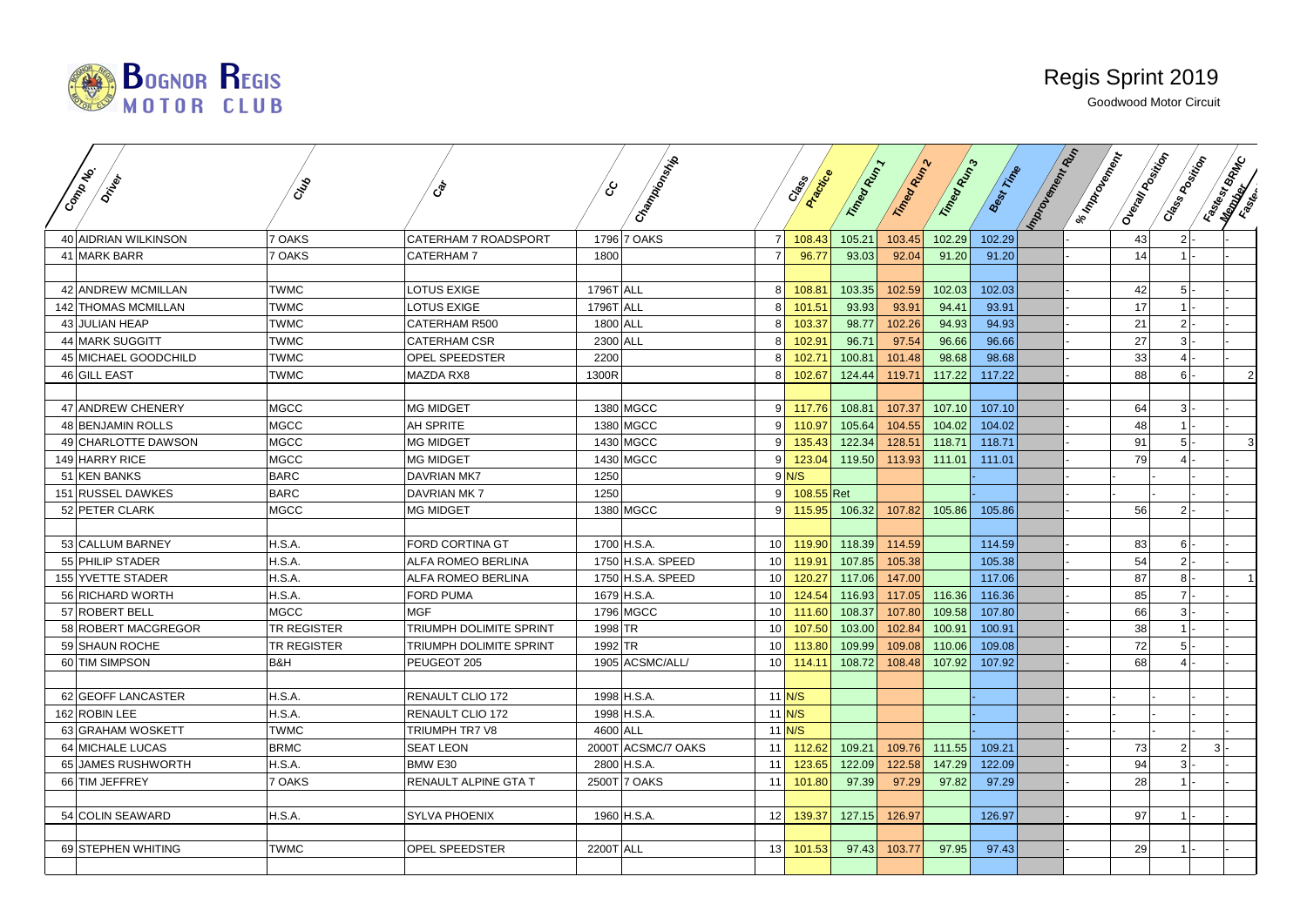# Regis Sprint 2019

Goodwood Motor Circuit

| Comp No. | Driver | Club | Car | CC | Championship | Class | Practice | Timed Run 1 | Timed Run 2 | Timed Run 3 | Best Time | Improvement Run | % Improvement | Overall Position | Class Position | Fastest BRMC Member | Faste |
|---|---|---|---|---|---|---|---|---|---|---|---|---|---|---|---|---|---|
| 40 | AIDRIAN WILKINSON | 7 OAKS | CATERHAM 7 ROADSPORT | 1796 | 7 OAKS | 7 | 108.43 | 105.21 | 103.45 | 102.29 | 102.29 | | - | 43 | 2 | - | - |
| 41 | MARK BARR | 7 OAKS | CATERHAM 7 | 1800 | | 7 | 96.77 | 93.03 | 92.04 | 91.20 | 91.20 | | - | 14 | 1 | - | - |
| | | | | | | | | | | | | | | | | | |
| 42 | ANDREW MCMILLAN | TWMC | LOTUS EXIGE | 1796T | ALL | 8 | 108.81 | 103.35 | 102.59 | 102.03 | 102.03 | | - | 42 | 5 | - | - |
| 142 | THOMAS MCMILLAN | TWMC | LOTUS EXIGE | 1796T | ALL | 8 | 101.51 | 93.93 | 93.91 | 94.41 | 93.91 | | - | 17 | 1 | - | - |
| 43 | JULIAN HEAP | TWMC | CATERHAM R500 | 1800 | ALL | 8 | 103.37 | 98.77 | 102.26 | 94.93 | 94.93 | | - | 21 | 2 | - | - |
| 44 | MARK SUGGITT | TWMC | CATERHAM CSR | 2300 | ALL | 8 | 102.91 | 96.71 | 97.54 | 96.66 | 96.66 | | - | 27 | 3 | - | - |
| 45 | MICHAEL GOODCHILD | TWMC | OPEL SPEEDSTER | 2200 | | 8 | 102.71 | 100.81 | 101.48 | 98.68 | 98.68 | | - | 33 | 4 | - | - |
| 46 | GILL EAST | TWMC | MAZDA RX8 | 1300R | | 8 | 102.67 | 124.44 | 119.71 | 117.22 | 117.22 | | - | 88 | 6 | - | 2 |
| | | | | | | | | | | | | | | | | | |
| 47 | ANDREW CHENERY | MGCC | MG MIDGET | 1380 | MGCC | 9 | 117.76 | 108.81 | 107.37 | 107.10 | 107.10 | | - | 64 | 3 | - | - |
| 48 | BENJAMIN ROLLS | MGCC | AH SPRITE | 1380 | MGCC | 9 | 110.97 | 105.64 | 104.55 | 104.02 | 104.02 | | - | 48 | 1 | - | - |
| 49 | CHARLOTTE DAWSON | MGCC | MG MIDGET | 1430 | MGCC | 9 | 135.43 | 122.34 | 128.51 | 118.71 | 118.71 | | - | 91 | 5 | - | 3 |
| 149 | HARRY RICE | MGCC | MG MIDGET | 1430 | MGCC | 9 | 123.04 | 119.50 | 113.93 | 111.01 | 111.01 | | - | 79 | 4 | - | - |
| 51 | KEN BANKS | BARC | DAVRIAN MK7 | 1250 | | 9 | N/S | | | | - | | - | - | - | - | - |
| 151 | RUSSEL DAWKES | BARC | DAVRIAN MK 7 | 1250 | | 9 | 108.55 | Ret | | | - | | - | - | - | - | - |
| 52 | PETER CLARK | MGCC | MG MIDGET | 1380 | MGCC | 9 | 115.95 | 106.32 | 107.82 | 105.86 | 105.86 | | - | 56 | 2 | - | - |
| | | | | | | | | | | | | | | | | | |
| 53 | CALLUM BARNEY | H.S.A. | FORD CORTINA GT | 1700 | H.S.A. | 10 | 119.90 | 118.39 | 114.59 | | 114.59 | | - | 83 | 6 | - | - |
| 55 | PHILIP STADER | H.S.A. | ALFA ROMEO BERLINA | 1750 | H.S.A. SPEED | 10 | 119.91 | 107.85 | 105.38 | | 105.38 | | - | 54 | 2 | - | - |
| 155 | YVETTE STADER | H.S.A. | ALFA ROMEO BERLINA | 1750 | H.S.A. SPEED | 10 | 120.27 | 117.06 | 147.00 | | 117.06 | | - | 87 | 8 | - | 1 |
| 56 | RICHARD WORTH | H.S.A. | FORD PUMA | 1679 | H.S.A. | 10 | 124.54 | 116.93 | 117.05 | 116.36 | 116.36 | | - | 85 | 7 | - | - |
| 57 | ROBERT BELL | MGCC | MGF | 1796 | MGCC | 10 | 111.60 | 108.37 | 107.80 | 109.58 | 107.80 | | - | 66 | 3 | - | - |
| 58 | ROBERT MACGREGOR | TR REGISTER | TRIUMPH DOLIMITE SPRINT | 1998 | TR | 10 | 107.50 | 103.00 | 102.84 | 100.91 | 100.91 | | - | 38 | 1 | - | - |
| 59 | SHAUN ROCHE | TR REGISTER | TRIUMPH DOLIMITE SPRINT | 1992 | TR | 10 | 113.80 | 109.99 | 109.08 | 110.06 | 109.08 | | - | 72 | 5 | - | - |
| 60 | TIM SIMPSON | B&H | PEUGEOT 205 | 1905 | ACSMC/ALL/ | 10 | 114.11 | 108.72 | 108.48 | 107.92 | 107.92 | | - | 68 | 4 | - | - |
| | | | | | | | | | | | | | | | | | |
| 62 | GEOFF LANCASTER | H.S.A. | RENAULT CLIO 172 | 1998 | H.S.A. | 11 | N/S | | | | - | | - | - | - | - | - |
| 162 | ROBIN LEE | H.S.A. | RENAULT CLIO 172 | 1998 | H.S.A. | 11 | N/S | | | | - | | - | - | - | - | - |
| 63 | GRAHAM WOSKETT | TWMC | TRIUMPH TR7 V8 | 4600 | ALL | 11 | N/S | | | | - | | - | - | - | - | - |
| 64 | MICHALE LUCAS | BRMC | SEAT LEON | 2000T | ACSMC/7 OAKS | 11 | 112.62 | 109.21 | 109.76 | 111.55 | 109.21 | | - | 73 | 2 | 3 | - |
| 65 | JAMES RUSHWORTH | H.S.A. | BMW E30 | 2800 | H.S.A. | 11 | 123.65 | 122.09 | 122.58 | 147.29 | 122.09 | | - | 94 | 3 | - | - |
| 66 | TIM JEFFREY | 7 OAKS | RENAULT ALPINE GTA T | 2500T | 7 OAKS | 11 | 101.80 | 97.39 | 97.29 | 97.82 | 97.29 | | - | 28 | 1 | - | - |
| | | | | | | | | | | | | | | | | | |
| 54 | COLIN SEAWARD | H.S.A. | SYLVA PHOENIX | 1960 | H.S.A. | 12 | 139.37 | 127.15 | 126.97 | | 126.97 | | - | 97 | 1 | - | - |
| | | | | | | | | | | | | | | | | | |
| 69 | STEPHEN WHITING | TWMC | OPEL SPEEDSTER | 2200T | ALL | 13 | 101.53 | 97.43 | 103.77 | 97.95 | 97.43 | | - | 29 | 1 | - | - |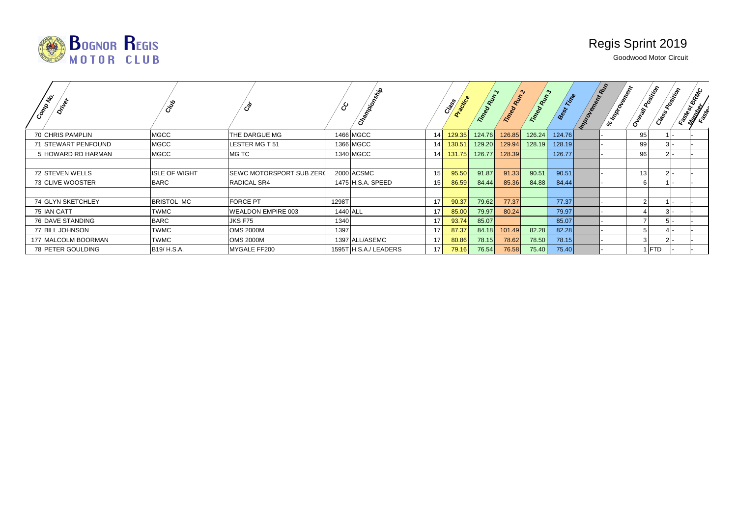# Regis Sprint 2019

Goodwood Motor Circuit

| Comp No. | Driver | Club | Car | CC | Championship | Class | Practice | Timed Run 1 | Timed Run 2 | Timed Run 3 | Best Time | Improvement Run | % Improvement | Overall Position | Class Position | Fastest BRMC Member | Fastest |
|---|---|---|---|---|---|---|---|---|---|---|---|---|---|---|---|---|---|
| 70 | CHRIS PAMPLIN | MGCC | THE DARGUE MG | 1466 | MGCC | 14 | 129.35 | 124.76 | 126.85 | 126.24 | 124.76 | | - | 95 | 1 | - | - |
| 71 | STEWART PENFOUND | MGCC | LESTER MG T 51 | 1366 | MGCC | 14 | 130.51 | 129.20 | 129.94 | 128.19 | 128.19 | | - | 99 | 3 | - | - |
| 5 | HOWARD RD HARMAN | MGCC | MG TC | 1340 | MGCC | 14 | 131.75 | 126.77 | 128.39 | | 126.77 | | - | 96 | 2 | - | - |
| | | | | | | | | | | | | | | | | | |
| 72 | STEVEN WELLS | ISLE OF WIGHT | SEWC MOTORSPORT SUB ZER( | 2000 | ACSMC | 15 | 95.50 | 91.87 | 91.33 | 90.51 | 90.51 | | - | 13 | 2 | - | - |
| 73 | CLIVE WOOSTER | BARC | RADICAL SR4 | 1475 | H.S.A. SPEED | 15 | 86.59 | 84.44 | 85.36 | 84.88 | 84.44 | | - | 6 | 1 | - | - |
| | | | | | | | | | | | | | | | | | |
| 74 | GLYN SKETCHLEY | BRISTOL MC | FORCE PT | 1298T | | 17 | 90.37 | 79.62 | 77.37 | | 77.37 | | - | 2 | 1 | - | - |
| 75 | IAN CATT | TWMC | WEALDON EMPIRE 003 | 1440 | ALL | 17 | 85.00 | 79.97 | 80.24 | | 79.97 | | - | 4 | 3 | - | - |
| 76 | DAVE STANDING | BARC | JKS F75 | 1340 | | 17 | 93.74 | 85.07 | | | 85.07 | | - | 7 | 5 | - | - |
| 77 | BILL JOHNSON | TWMC | OMS 2000M | 1397 | | 17 | 87.37 | 84.18 | 101.49 | 82.28 | 82.28 | | - | 5 | 4 | - | - |
| 177 | MALCOLM BOORMAN | TWMC | OMS 2000M | 1397 | ALL/ASEMC | 17 | 80.86 | 78.15 | 78.62 | 78.50 | 78.15 | | - | 3 | 2 | - | - |
| 78 | PETER GOULDING | B19/ H.S.A. | MYGALE FF200 | 1595T | H.S.A./ LEADERS | 17 | 79.16 | 76.54 | 76.58 | 75.40 | 75.40 | | - | 1 | FTD | - | - |